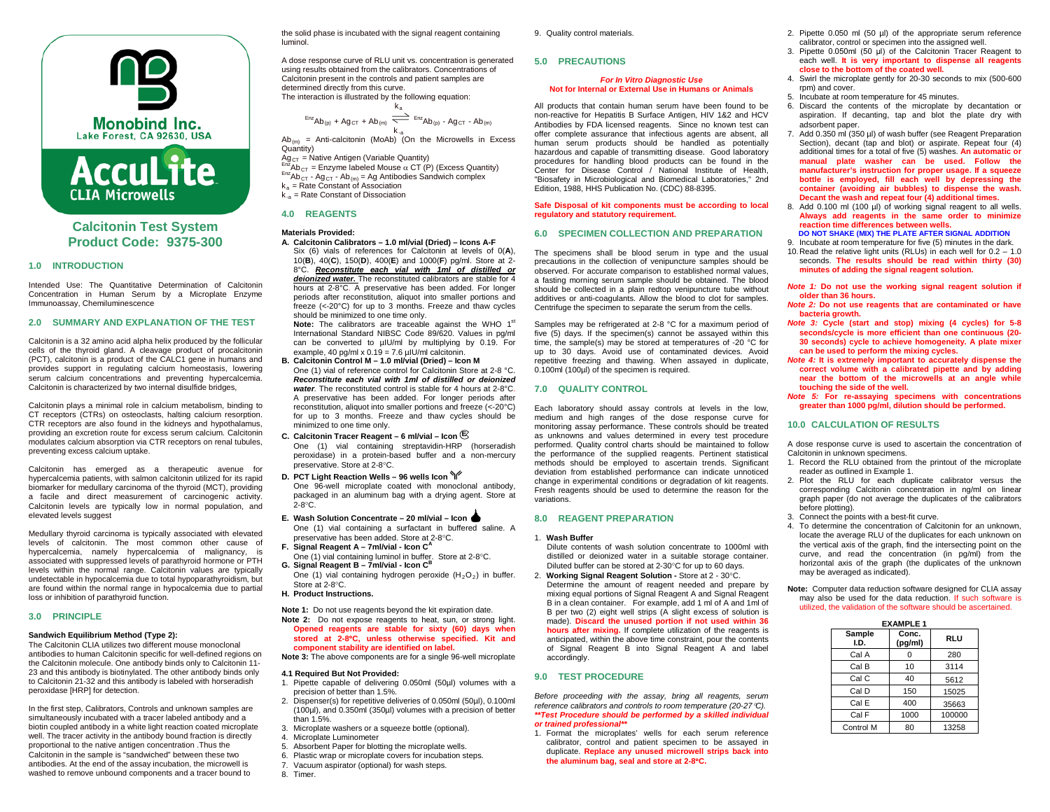Monobind Inc.
Lake Forest, CA 92630, USA

AccuLite
CLIA Microwells

## Calcitonin Test System
## Product Code: 9375-300

## 1.0 INTRODUCTION

Intended Use: The Quantitative Determination of Calcitonin Concentration in Human Serum by a Microplate Enzyme Immunoassay, Chemiluminescence

## 2.0 SUMMARY AND EXPLANATION OF THE TEST

Calcitonin is a 32 amino acid alpha helix produced by the follicular cells of the thyroid gland. A cleavage product of procalcitonin (PCT), calcitonin is a product of the CALC1 gene in humans and provides support in regulating calcium homeostasis, lowering serum calcium concentrations and preventing hypercalcemia. Calcitonin is characterized by two internal disulfide bridges,

Calcitonin plays a minimal role in calcium metabolism, binding to CT receptors (CTRs) on osteoclasts, halting calcium resorption. CTR receptors are also found in the kidneys and hypothalamus, providing an excretion route for excess serum calcium. Calcitonin modulates calcium absorption via CTR receptors on renal tubules, preventing excess calcium uptake.

Calcitonin has emerged as a therapeutic avenue for hypercalcemia patients, with salmon calcitonin utilized for its rapid biomarker for medullary carcinoma of the thyroid (MCT), providing a facile and direct measurement of carcinogenic activity. Calcitonin levels are typically low in normal population, and elevated levels suggest

Medullary thyroid carcinoma is typically associated with elevated levels of calcitonin. The most common other cause of hypercalcemia, namely hypercalcemia of malignancy, is associated with suppressed levels of parathyroid hormone or PTH levels within the normal range. Calcitonin values are typically undetectable in hypocalcemia due to total hypoparathyroidism, but are found within the normal range in hypocalcemia due to partial loss or inhibition of parathyroid function.

## 3.0 PRINCIPLE

**Sandwich Equilibrium Method (Type 2):**
The Calcitonin CLIA utilizes two different mouse monoclonal antibodies to human Calcitonin specific for well-defined regions on the Calcitonin molecule. One antibody binds only to Calcitonin 11-23 and this antibody is biotinylated. The other antibody binds only to Calcitonin 21-32 and this antibody is labeled with horseradish peroxidase [HRP] for detection.

In the first step, Calibrators, Controls and unknown samples are simultaneously incubated with a tracer labeled antibody and a biotin coupled antibody in a white light reaction coated microplate well. The tracer activity in the antibody bound fraction is directly proportional to the native antigen concentration .Thus the Calcitonin in the sample is "sandwiched" between these two antibodies. At the end of the assay incubation, the microwell is washed to remove unbound components and a tracer bound to the solid phase is incubated with the signal reagent containing luminol.

A dose response curve of RLU unit vs. concentration is generated using results obtained from the calibrators. Concentrations of Calcitonin present in the controls and patient samples are determined directly from this curve.
The interaction is illustrated by the following equation:

$$^{Enz}Ab_{(p)} + Ag_{CT} + Ab_{(m)} \underset{k_{-a}}{\overset{k_a}{\rightleftharpoons}} {}^{Enz}Ab_{(p)} - Ag_{CT} - Ab_{(m)}$$

$Ab_{(m)}$ = Anti-calcitonin (MoAb) (On the Microwells in Excess Quantity)
$Ag_{CT}$ = Native Antigen (Variable Quantity)
$^{Enz}Ab_{CT}$ = Enzyme labeled Mouse $\alpha$ CT (P) (Excess Quantity)
$^{Enz}Ab_{CT} - Ag_{CT} - Ab_{(m)}$ = Ag Antibodies Sandwich complex
$k_a$ = Rate Constant of Association
$k_{-a}$ = Rate Constant of Dissociation

## 4.0 REAGENTS

**Materials Provided:**

**A. Calcitonin Calibrators – 1.0 ml/vial (Dried) – Icons A-F**
Six (6) vials of references for Calcitonin at levels of 0(**A**), 10(**B**), 40(**C**), 150(**D**), 400(**E**) and 1000(**F**) pg/ml. Store at 2-8°C. ***Reconstitute each vial with 1ml of distilled or deionized water.*** The reconstituted calibrators are stable for 4 hours at 2-8°C. A preservative has been added. For longer periods after reconstitution, aliquot into smaller portions and freeze (<-20°C) for up to 3 months. Freeze and thaw cycles should be minimized to one time only.
**Note:** The calibrators are traceable against the WHO 1st International Standard NIBSC Code 89/620. Values in pg/ml can be converted to µIU/ml by multiplying by 0.19. For example, 40 pg/ml x 0.19 = 7.6 µIU/ml calcitonin.

**B. Calcitonin Control M – 1.0 ml/vial (Dried) – Icon M**
One (1) vial of reference control for Calcitonin Store at 2-8 °C. ***Reconstitute each vial with 1ml of distilled or deionized water***. The reconstituted control is stable for 4 hours at 2-8°C. A preservative has been added. For longer periods after reconstitution, aliquot into smaller portions and freeze (<-20°C) for up to 3 months. Freeze and thaw cycles should be minimized to one time only.

**C. Calcitonin Tracer Reagent – 6 ml/vial – Icon**
One (1) vial containing streptavidin-HRP (horseradish peroxidase) in a protein-based buffer and a non-mercury preservative. Store at 2-8°C.

**D. PCT Light Reaction Wells – 96 wells Icon**
One 96-well microplate coated with monoclonal antibody, packaged in an aluminum bag with a drying agent. Store at 2-8°C.

**E. Wash Solution Concentrate – 20 ml/vial – Icon**
One (1) vial containing a surfactant in buffered saline. A preservative has been added. Store at 2-8°C.

**F. Signal Reagent A – 7ml/vial - Icon $C^A$**
One (1) vial containing luminol in buffer. Store at 2-8°C.

**G. Signal Reagent B – 7ml/vial - Icon $C^B$**
One (1) vial containing hydrogen peroxide ($H_2O_2$) in buffer. Store at 2-8°C.

**H. Product Instructions.**

**Note 1:** Do not use reagents beyond the kit expiration date.
**Note 2:** Do not expose reagents to heat, sun, or strong light. **Opened reagents are stable for sixty (60) days when stored at 2-8ºC, unless otherwise specified. Kit and component stability are identified on label.**
**Note 3:** The above components are for a single 96-well microplate

### 4.1 Required But Not Provided:
1. Pipette capable of delivering 0.050ml (50µl) volumes with a precision of better than 1.5%.
2. Dispenser(s) for repetitive deliveries of 0.050ml (50µl), 0.100ml (100µl), and 0.350ml (350µl) volumes with a precision of better than 1.5%.
3. Microplate washers or a squeeze bottle (optional).
4. Microplate Luminometer
5. Absorbent Paper for blotting the microplate wells.
6. Plastic wrap or microplate covers for incubation steps.
7. Vacuum aspirator (optional) for wash steps.
8. Timer.
9. Quality control materials.

## 5.0 PRECAUTIONS

***For In Vitro Diagnostic Use***
**Not for Internal or External Use in Humans or Animals**

All products that contain human serum have been found to be non-reactive for Hepatitis B Surface Antigen, HIV 1&2 and HCV Antibodies by FDA licensed reagents. Since no known test can offer complete assurance that infectious agents are absent, all human serum products should be handled as potentially hazardous and capable of transmitting disease. Good laboratory procedures for handling blood products can be found in the Center for Disease Control / National Institute of Health, "Biosafety in Microbiological and Biomedical Laboratories," 2nd Edition, 1988, HHS Publication No. (CDC) 88-8395.

**Safe Disposal of kit components must be according to local regulatory and statutory requirement.**

## 6.0 SPECIMEN COLLECTION AND PREPARATION

The specimens shall be blood serum in type and the usual precautions in the collection of venipuncture samples should be observed. For accurate comparison to established normal values, a fasting morning serum sample should be obtained. The blood should be collected in a plain redtop venipuncture tube without additives or anti-coagulants. Allow the blood to clot for samples. Centrifuge the specimen to separate the serum from the cells.

Samples may be refrigerated at 2-8 °C for a maximum period of five (5) days. If the specimen(s) cannot be assayed within this time, the sample(s) may be stored at temperatures of -20 °C for up to 30 days. Avoid use of contaminated devices. Avoid repetitive freezing and thawing. When assayed in duplicate, 0.100ml (100µl) of the specimen is required.

## 7.0 QUALITY CONTROL

Each laboratory should assay controls at levels in the low, medium and high ranges of the dose response curve for monitoring assay performance. These controls should be treated as unknowns and values determined in every test procedure performed. Quality control charts should be maintained to follow the performance of the supplied reagents. Pertinent statistical methods should be employed to ascertain trends. Significant deviation from established performance can indicate unnoticed change in experimental conditions or degradation of kit reagents. Fresh reagents should be used to determine the reason for the variations.

## 8.0 REAGENT PREPARATION

1. **Wash Buffer**
   Dilute contents of wash solution concentrate to 1000ml with distilled or deionized water in a suitable storage container. Diluted buffer can be stored at 2-30°C for up to 60 days.
2. **Working Signal Reagent Solution -** Store at 2 - 30°C.
   Determine the amount of reagent needed and prepare by mixing equal portions of Signal Reagent A and Signal Reagent B in a clean container. For example, add 1 ml of A and 1ml of B per two (2) eight well strips (A slight excess of solution is made). **Discard the unused portion if not used within 36 hours after mixing.** If complete utilization of the reagents is anticipated, within the above time constraint, pour the contents of Signal Reagent B into Signal Reagent A and label accordingly.

## 9.0 TEST PROCEDURE

*Before proceeding with the assay, bring all reagents, serum reference calibrators and controls to room temperature (20-27°C).*
***\*\*Test Procedure should be performed by a skilled individual or trained professional\*\****

1. Format the microplates' wells for each serum reference calibrator, control and patient specimen to be assayed in duplicate. **Replace any unused microwell strips back into the aluminum bag, seal and store at 2-8ºC.**
2. Pipette 0.050 ml (50 µl) of the appropriate serum reference calibrator, control or specimen into the assigned well.
3. Pipette 0.050ml (50 µl) of the Calcitonin Tracer Reagent to each well. **It is very important to dispense all reagents close to the bottom of the coated well.**
4. Swirl the microplate gently for 20-30 seconds to mix (500-600 rpm) and cover.
5. Incubate at room temperature for 45 minutes.
6. Discard the contents of the microplate by decantation or aspiration. If decanting, tap and blot the plate dry with adsorbent paper.
7. Add 0.350 ml (350 µl) of wash buffer (see Reagent Preparation Section), decant (tap and blot) or aspirate. Repeat four (4) additional times for a total of five (5) washes. **An automatic or manual plate washer can be used. Follow the manufacturer's instruction for proper usage. If a squeeze bottle is employed, fill each well by depressing the container (avoiding air bubbles) to dispense the wash. Decant the wash and repeat four (4) additional times.**
8. Add 0.100 ml (100 µl) of working signal reagent to all wells. **Always add reagents in the same order to minimize reaction time differences between wells.**
   **DO NOT SHAKE (MIX) THE PLATE AFTER SIGNAL ADDITION**
9. Incubate at room temperature for five (5) minutes in the dark.
10. Read the relative light units (RLUs) in each well for 0.2 – 1.0 seconds. **The results should be read within thirty (30) minutes of adding the signal reagent solution.**

***Note 1:*** **Do not use the working signal reagent solution if older than 36 hours.**
***Note 2:*** **Do not use reagents that are contaminated or have bacteria growth.**
***Note 3:*** **Cycle (start and stop) mixing (4 cycles) for 5-8 seconds/cycle is more efficient than one continuous (20-30 seconds) cycle to achieve homogeneity. A plate mixer can be used to perform the mixing cycles.**
***Note 4:*** **It is extremely important to accurately dispense the correct volume with a calibrated pipette and by adding near the bottom of the microwells at an angle while touching the side of the well.**
***Note 5:*** **For re-assaying specimens with concentrations greater than 1000 pg/ml, dilution should be performed.**

## 10.0 CALCULATION OF RESULTS

A dose response curve is used to ascertain the concentration of Calcitonin in unknown specimens.
1. Record the RLU obtained from the printout of the microplate reader as outlined in Example 1.
2. Plot the RLU for each duplicate calibrator versus the corresponding Calcitonin concentration in ng/ml on linear graph paper (do not average the duplicates of the calibrators before plotting).
3. Connect the points with a best-fit curve.
4. To determine the concentration of Calcitonin for an unknown, locate the average RLU of the duplicates for each unknown on the vertical axis of the graph, find the intersecting point on the curve, and read the concentration (in pg/ml) from the horizontal axis of the graph (the duplicates of the unknown may be averaged as indicated).

**Note:** Computer data reduction software designed for CLIA assay may also be used for the data reduction. If such software is utilized, the validation of the software should be ascertained.

**EXAMPLE 1**

| Sample I.D. | Conc. (pg/ml) | RLU |
|---|---|---|
| Cal A | 0 | 280 |
| Cal B | 10 | 3114 |
| Cal C | 40 | 5612 |
| Cal D | 150 | 15025 |
| Cal E | 400 | 35663 |
| Cal F | 1000 | 100000 |
| Control M | 80 | 13258 |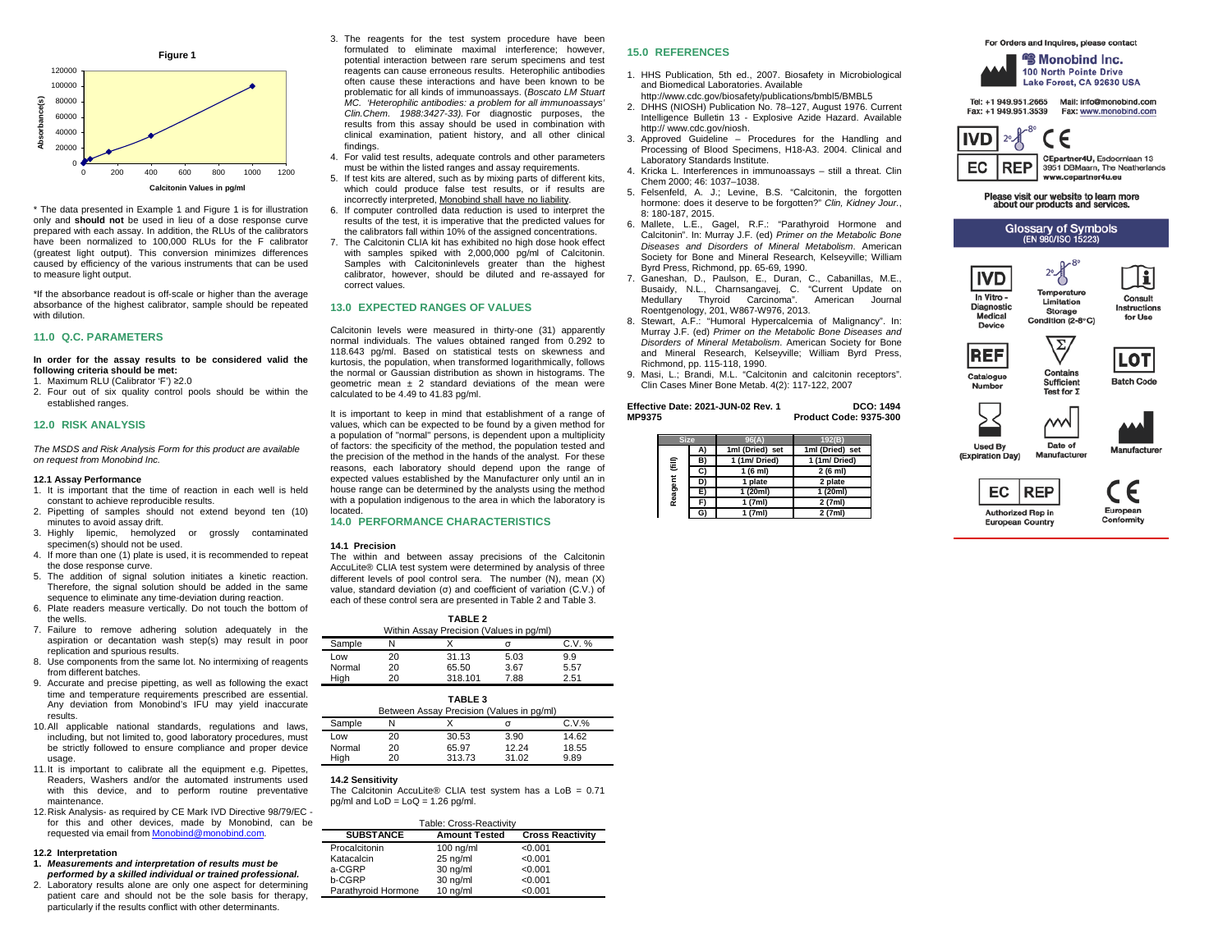**Figure 1**

120000
100000
80000
60000
40000
20000
0
Absorbance(s)
0 200 400 600 800 1000 1200
Calcitonin Values in pg/ml

* The data presented in Example 1 and Figure 1 is for illustration only and **should not** be used in lieu of a dose response curve prepared with each assay. In addition, the RLUs of the calibrators have been normalized to 100,000 RLUs for the F calibrator (greatest light output). This conversion minimizes differences caused by efficiency of the various instruments that can be used to measure light output.

*If the absorbance readout is off-scale or higher than the average absorbance of the highest calibrator, sample should be repeated with dilution.

## 11.0 Q.C. PARAMETERS

**In order for the assay results to be considered valid the following criteria should be met:**

1. Maximum RLU (Calibrator 'F') ≥2.0
2. Four out of six quality control pools should be within the established ranges.

## 12.0 RISK ANALYSIS

*The MSDS and Risk Analysis Form for this product are available on request from Monobind Inc.*

### 12.1 Assay Performance

1. It is important that the time of reaction in each well is held constant to achieve reproducible results.
2. Pipetting of samples should not extend beyond ten (10) minutes to avoid assay drift.
3. Highly lipemic, hemolyzed or grossly contaminated specimen(s) should not be used.
4. If more than one (1) plate is used, it is recommended to repeat the dose response curve.
5. The addition of signal solution initiates a kinetic reaction. Therefore, the signal solution should be added in the same sequence to eliminate any time-deviation during reaction.
6. Plate readers measure vertically. Do not touch the bottom of the wells.
7. Failure to remove adhering solution adequately in the aspiration or decantation wash step(s) may result in poor replication and spurious results.
8. Use components from the same lot. No intermixing of reagents from different batches.
9. Accurate and precise pipetting, as well as following the exact time and temperature requirements prescribed are essential. Any deviation from Monobind's IFU may yield inaccurate results.
10. All applicable national standards, regulations and laws, including, but not limited to, good laboratory procedures, must be strictly followed to ensure compliance and proper device usage.
11. It is important to calibrate all the equipment e.g. Pipettes, Readers, Washers and/or the automated instruments used with this device, and to perform routine preventative maintenance.
12. Risk Analysis- as required by CE Mark IVD Directive 98/79/EC - for this and other devices, made by Monobind, can be requested via email from Monobind@monobind.com.

### 12.2 Interpretation

1. ***Measurements and interpretation of results must be performed by a skilled individual or trained professional.***
2. Laboratory results alone are only one aspect for determining patient care and should not be the sole basis for therapy, particularly if the results conflict with other determinants.
3. The reagents for the test system procedure have been formulated to eliminate maximal interference; however, potential interaction between rare serum specimens and test reagents can cause erroneous results. Heterophilic antibodies often cause these interactions and have been known to be problematic for all kinds of immunoassays. (*Boscato LM Stuart MC. 'Heterophilic antibodies: a problem for all immunoassays' Clin.Chem. 1988:3427-33).* For diagnostic purposes, the results from this assay should be used in combination with clinical examination, patient history, and all other clinical findings.
4. For valid test results, adequate controls and other parameters must be within the listed ranges and assay requirements.
5. If test kits are altered, such as by mixing parts of different kits, which could produce false test results, or if results are incorrectly interpreted, Monobind shall have no liability.
6. If computer controlled data reduction is used to interpret the results of the test, it is imperative that the predicted values for the calibrators fall within 10% of the assigned concentrations.
7. The Calcitonin CLIA kit has exhibited no high dose hook effect with samples spiked with 2,000,000 pg/ml of Calcitonin. Samples with Calcitoninlevels greater than the highest calibrator, however, should be diluted and re-assayed for correct values.

## 13.0 EXPECTED RANGES OF VALUES

Calcitonin levels were measured in thirty-one (31) apparently normal individuals. The values obtained ranged from 0.292 to 118.643 pg/ml. Based on statistical tests on skewness and kurtosis, the population, when transformed logarithmically, follows the normal or Gaussian distribution as shown in histograms. The geometric mean ± 2 standard deviations of the mean were calculated to be 4.49 to 41.83 pg/ml.

It is important to keep in mind that establishment of a range of values, which can be expected to be found by a given method for a population of "normal" persons, is dependent upon a multiplicity of factors: the specificity of the method, the population tested and the precision of the method in the hands of the analyst. For these reasons, each laboratory should depend upon the range of expected values established by the Manufacturer only until an in house range can be determined by the analysts using the method with a population indigenous to the area in which the laboratory is located.

## 14.0 PERFORMANCE CHARACTERISTICS

### 14.1 Precision

The within and between assay precisions of the Calcitonin AccuLite® CLIA test system were determined by analysis of three different levels of pool control sera. The number (N), mean (X) value, standard deviation (σ) and coefficient of variation (C.V.) of each of these control sera are presented in Table 2 and Table 3.

**TABLE 2**
Within Assay Precision (Values in pg/ml)

| Sample | N | X | σ | C.V. % |
|---|---|---|---|---|
| Low | 20 | 31.13 | 5.03 | 9.9 |
| Normal | 20 | 65.50 | 3.67 | 5.57 |
| High | 20 | 318.101 | 7.88 | 2.51 |

**TABLE 3**
Between Assay Precision (Values in pg/ml)

| Sample | N | X | σ | C.V.% |
|---|---|---|---|---|
| Low | 20 | 30.53 | 3.90 | 14.62 |
| Normal | 20 | 65.97 | 12.24 | 18.55 |
| High | 20 | 313.73 | 31.02 | 9.89 |

### 14.2 Sensitivity

The Calcitonin AccuLite® CLIA test system has a LoB = 0.71 pg/ml and LoD = LoQ = 1.26 pg/ml.

Table: Cross-Reactivity

| SUBSTANCE | Amount Tested | Cross Reactivity |
|---|---|---|
| Procalcitonin | 100 ng/ml | <0.001 |
| Katacalcin | 25 ng/ml | <0.001 |
| a-CGRP | 30 ng/ml | <0.001 |
| b-CGRP | 30 ng/ml | <0.001 |
| Parathyroid Hormone | 10 ng/ml | <0.001 |

## 15.0 REFERENCES

1. HHS Publication, 5th ed., 2007. Biosafety in Microbiological and Biomedical Laboratories. Available http://www.cdc.gov/biosafety/publications/bmbl5/BMBL5
2. DHHS (NIOSH) Publication No. 78–127, August 1976. Current Intelligence Bulletin 13 - Explosive Azide Hazard. Available http:// www.cdc.gov/niosh.
3. Approved Guideline – Procedures for the Handling and Processing of Blood Specimens, H18-A3. 2004. Clinical and Laboratory Standards Institute.
4. Kricka L. Interferences in immunoassays – still a threat. Clin Chem 2000; 46: 1037–1038.
5. Felsenfeld, A. J.; Levine, B.S. "Calcitonin, the forgotten hormone: does it deserve to be forgotten?" *Clin, Kidney Jour.*, 8: 180-187, 2015.
6. Mallete, L.E., Gagel, R.F.: "Parathyroid Hormone and Calcitonin". In: Murray J.F. (ed) *Primer on the Metabolic Bone Diseases and Disorders of Mineral Metabolism*. American Society for Bone and Mineral Research, Kelseyville; William Byrd Press, Richmond, pp. 65-69, 1990.
7. Ganeshan, D., Paulson, E., Duran, C., Cabanillas, M.E., Busaidy, N.L., Charnsangavej, C. "Current Update on Medullary Thyroid Carcinoma". American Journal Roentgenology, 201, W867-W976, 2013.
8. Stewart, A.F.: "Humoral Hypercalcemia of Malignancy". In: Murray J.F. (ed) *Primer on the Metabolic Bone Diseases and Disorders of Mineral Metabolism*. American Society for Bone and Mineral Research, Kelseyville; William Byrd Press, Richmond, pp. 115-118, 1990.
9. Masi, L.; Brandi, M.L. "Calcitonin and calcitonin receptors". Clin Cases Miner Bone Metab. 4(2): 117-122, 2007

**Effective Date: 2021-JUN-02 Rev. 1** **DCO: 1494**
**MP9375** **Product Code: 9375-300**

| Size | | 96(A) | 192(B) |
|---|---|---|---|
| Reagent (fill) | A) | 1ml (Dried) set | 1ml (Dried) set |
| | B) | 1 (1ml Dried) | 1 (1ml Dried) |
| | C) | 1 (6 ml) | 2 (6 ml) |
| | D) | 1 plate | 2 plate |
| | E) | 1 (20ml) | 1 (20ml) |
| | F) | 1 (7ml) | 2 (7ml) |
| | G) | 1 (7ml) | 2 (7ml) |

For Orders and Inquires, please contact

**Monobind Inc.**
100 North Pointe Drive
Lake Forest, CA 92630 USA

Tel: +1 949.951.2665 Mail: info@monobind.com
Fax: +1 949.951.3539 Fax: www.monobind.com

CEpartner4U, Esdoornlaan 13
3951 DBMaarn, The Neatherlands
www.cepartner4u.eu

Please visit our website to learn more about our products and services.

**Glossary of Symbols**
(EN 980/ISO 15223)

In Vitro - Diagnostic Medical Device
Temperature Limitation Storage Condition (2-8°C)
Consult Instructions for Use
Catalogue Number
Contains Sufficient Test for Σ
Batch Code
Used By (Expiration Day)
Date of Manufacturer
Manufacturer
Authorized Rep in European Country
European Conformity